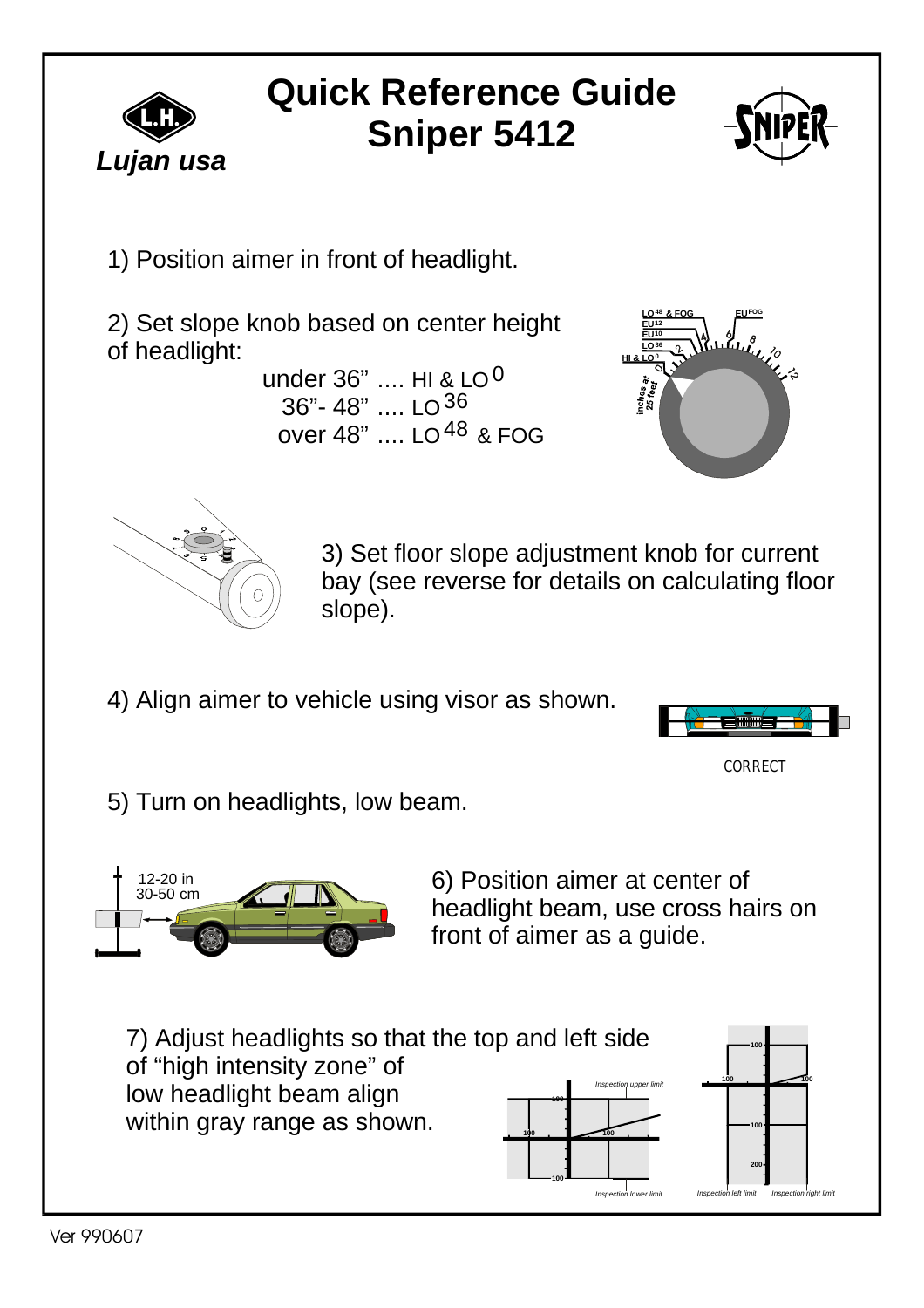# Quick Reference Guide
# Sniper 5412

*Lujan usa*

1) Position aimer in front of headlight.

2) Set slope knob based on center height of headlight:

under 36" .... HI & LO$^{0}$
36"- 48" .... LO$^{36}$
over 48" .... LO$^{48}$ & FOG

3) Set floor slope adjustment knob for current bay (see reverse for details on calculating floor slope).

4) Align aimer to vehicle using visor as shown.

CORRECT

5) Turn on headlights, low beam.

12-20 in
30-50 cm

6) Position aimer at center of headlight beam, use cross hairs on front of aimer as a guide.

7) Adjust headlights so that the top and left side of "high intensity zone" of low headlight beam align within gray range as shown.

Inspection upper limit

Inspection lower limit

Inspection left limit

Inspection right limit

Ver 990607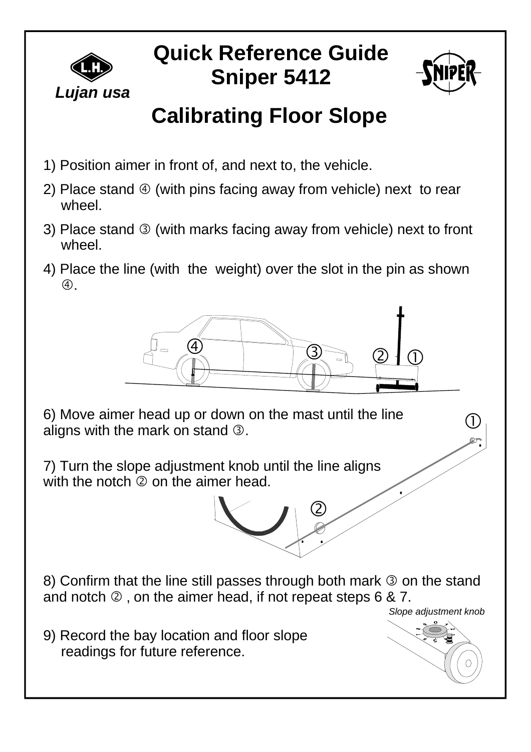Lujan usa

# Quick Reference Guide
# Sniper 5412

## Calibrating Floor Slope

1) Position aimer in front of, and next to, the vehicle.

2) Place stand ④ (with pins facing away from vehicle) next to rear wheel.

3) Place stand ③ (with marks facing away from vehicle) next to front wheel.

4) Place the line (with the weight) over the slot in the pin as shown ④.

④ ③ ② ①

6) Move aimer head up or down on the mast until the line aligns with the mark on stand ③.

7) Turn the slope adjustment knob until the line aligns with the notch ② on the aimer head.

①

②

8) Confirm that the line still passes through both mark ③ on the stand and notch ② , on the aimer head, if not repeat steps 6 & 7.

*Slope adjustment knob*

9) Record the bay location and floor slope readings for future reference.